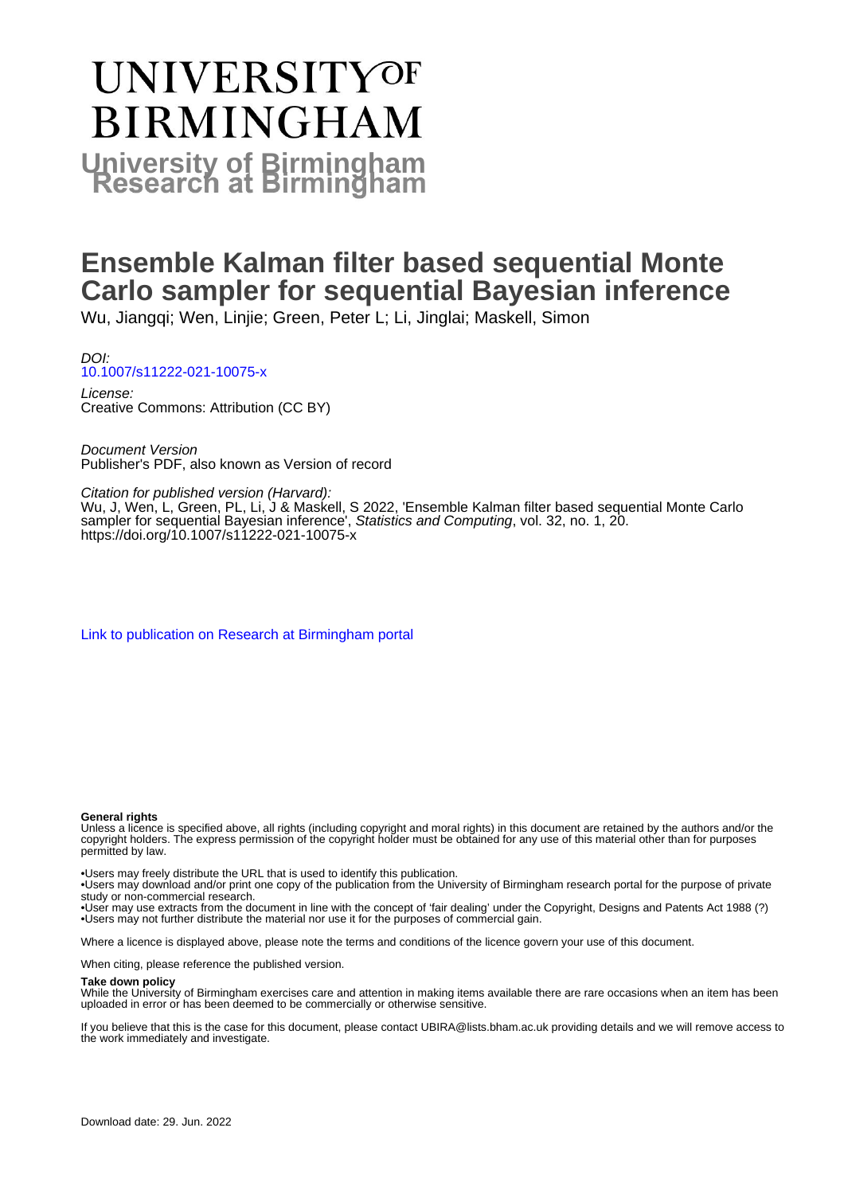# UNIVERSITY OF BIRMINGHAM

**University of Birmingham Research at Birmingham**

# Ensemble Kalman filter based sequential Monte Carlo sampler for sequential Bayesian inference

Wu, Jiangqi; Wen, Linjie; Green, Peter L; Li, Jinglai; Maskell, Simon

*DOI:*
10.1007/s11222-021-10075-x

*License:*
Creative Commons: Attribution (CC BY)

*Document Version*
Publisher's PDF, also known as Version of record

*Citation for published version (Harvard):*
Wu, J, Wen, L, Green, PL, Li, J & Maskell, S 2022, 'Ensemble Kalman filter based sequential Monte Carlo sampler for sequential Bayesian inference', *Statistics and Computing*, vol. 32, no. 1, 20. https://doi.org/10.1007/s11222-021-10075-x

Link to publication on Research at Birmingham portal

**General rights**
Unless a licence is specified above, all rights (including copyright and moral rights) in this document are retained by the authors and/or the copyright holders. The express permission of the copyright holder must be obtained for any use of this material other than for purposes permitted by law.

•Users may freely distribute the URL that is used to identify this publication.
•Users may download and/or print one copy of the publication from the University of Birmingham research portal for the purpose of private study or non-commercial research.
•User may use extracts from the document in line with the concept of 'fair dealing' under the Copyright, Designs and Patents Act 1988 (?)
•Users may not further distribute the material nor use it for the purposes of commercial gain.

Where a licence is displayed above, please note the terms and conditions of the licence govern your use of this document.

When citing, please reference the published version.

**Take down policy**
While the University of Birmingham exercises care and attention in making items available there are rare occasions when an item has been uploaded in error or has been deemed to be commercially or otherwise sensitive.

If you believe that this is the case for this document, please contact UBIRA@lists.bham.ac.uk providing details and we will remove access to the work immediately and investigate.

Download date: 29. Jun. 2022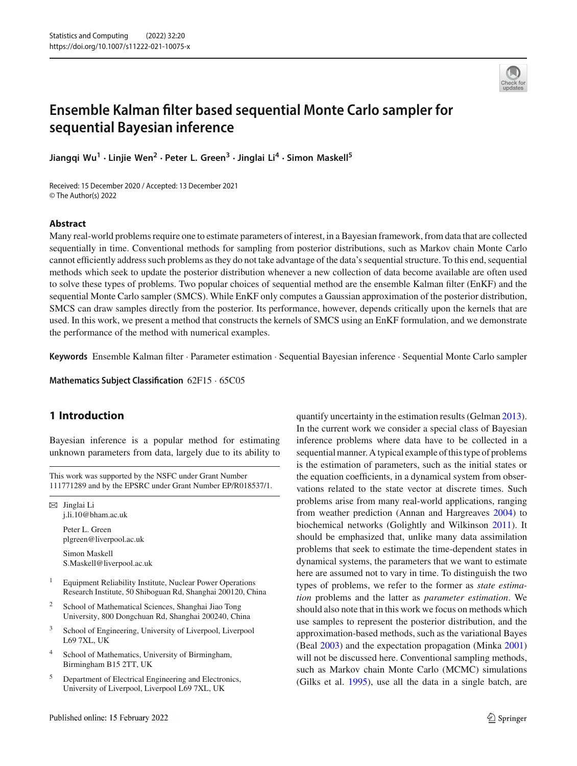# Ensemble Kalman filter based sequential Monte Carlo sampler for sequential Bayesian inference

**Jiangqi Wu**[1] · **Linjie Wen**[2] · **Peter L. Green**[3] · **Jinglai Li**[4] · **Simon Maskell**[5]

Received: 15 December 2020 / Accepted: 13 December 2021
© The Author(s) 2022

## Abstract

Many real-world problems require one to estimate parameters of interest, in a Bayesian framework, from data that are collected sequentially in time. Conventional methods for sampling from posterior distributions, such as Markov chain Monte Carlo cannot efficiently address such problems as they do not take advantage of the data's sequential structure. To this end, sequential methods which seek to update the posterior distribution whenever a new collection of data become available are often used to solve these types of problems. Two popular choices of sequential method are the ensemble Kalman filter (EnKF) and the sequential Monte Carlo sampler (SMCS). While EnKF only computes a Gaussian approximation of the posterior distribution, SMCS can draw samples directly from the posterior. Its performance, however, depends critically upon the kernels that are used. In this work, we present a method that constructs the kernels of SMCS using an EnKF formulation, and we demonstrate the performance of the method with numerical examples.

**Keywords** Ensemble Kalman filter · Parameter estimation · Sequential Bayesian inference · Sequential Monte Carlo sampler

**Mathematics Subject Classification** 62F15 · 65C05

## 1 Introduction

Bayesian inference is a popular method for estimating unknown parameters from data, largely due to its ability to quantify uncertainty in the estimation results (Gelman 2013). In the current work we consider a special class of Bayesian inference problems where data have to be collected in a sequential manner. A typical example of this type of problems is the estimation of parameters, such as the initial states or the equation coefficients, in a dynamical system from observations related to the state vector at discrete times. Such problems arise from many real-world applications, ranging from weather prediction (Annan and Hargreaves 2004) to biochemical networks (Golightly and Wilkinson 2011). It should be emphasized that, unlike many data assimilation problems that seek to estimate the time-dependent states in dynamical systems, the parameters that we want to estimate here are assumed not to vary in time. To distinguish the two types of problems, we refer to the former as *state estimation* problems and the latter as *parameter estimation*. We should also note that in this work we focus on methods which use samples to represent the posterior distribution, and the approximation-based methods, such as the variational Bayes (Beal 2003) and the expectation propagation (Minka 2001) will not be discussed here. Conventional sampling methods, such as Markov chain Monte Carlo (MCMC) simulations (Gilks et al. 1995), use all the data in a single batch, are

---

This work was supported by the NSFC under Grant Number 111771289 and by the EPSRC under Grant Number EP/R018537/1.

✉ Jinglai Li
j.li.10@bham.ac.uk

Peter L. Green
plgreen@liverpool.ac.uk

Simon Maskell
S.Maskell@liverpool.ac.uk

[1] Equipment Reliability Institute, Nuclear Power Operations Research Institute, 50 Shiboguan Rd, Shanghai 200120, China

[2] School of Mathematical Sciences, Shanghai Jiao Tong University, 800 Dongchuan Rd, Shanghai 200240, China

[3] School of Engineering, University of Liverpool, Liverpool L69 7XL, UK

[4] School of Mathematics, University of Birmingham, Birmingham B15 2TT, UK

[5] Department of Electrical Engineering and Electronics, University of Liverpool, Liverpool L69 7XL, UK

Published online: 15 February 2022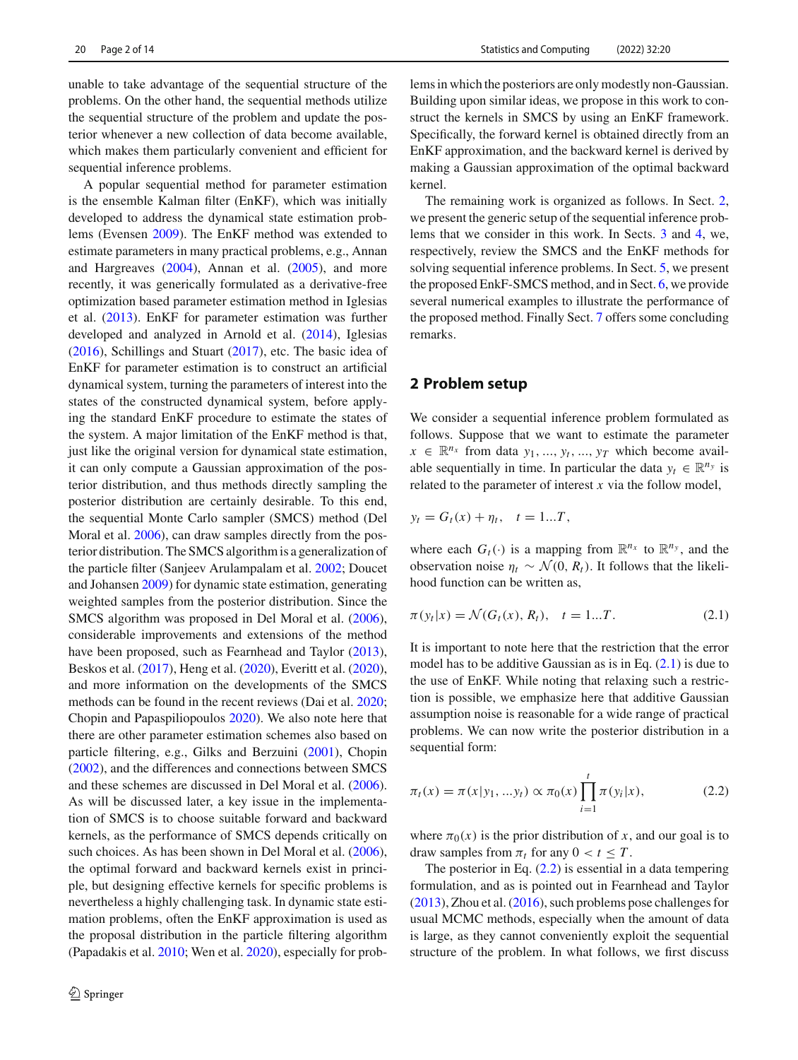unable to take advantage of the sequential structure of the problems. On the other hand, the sequential methods utilize the sequential structure of the problem and update the posterior whenever a new collection of data become available, which makes them particularly convenient and efficient for sequential inference problems.

A popular sequential method for parameter estimation is the ensemble Kalman filter (EnKF), which was initially developed to address the dynamical state estimation problems (Evensen 2009). The EnKF method was extended to estimate parameters in many practical problems, e.g., Annan and Hargreaves (2004), Annan et al. (2005), and more recently, it was generically formulated as a derivative-free optimization based parameter estimation method in Iglesias et al. (2013). EnKF for parameter estimation was further developed and analyzed in Arnold et al. (2014), Iglesias (2016), Schillings and Stuart (2017), etc. The basic idea of EnKF for parameter estimation is to construct an artificial dynamical system, turning the parameters of interest into the states of the constructed dynamical system, before applying the standard EnKF procedure to estimate the states of the system. A major limitation of the EnKF method is that, just like the original version for dynamical state estimation, it can only compute a Gaussian approximation of the posterior distribution, and thus methods directly sampling the posterior distribution are certainly desirable. To this end, the sequential Monte Carlo sampler (SMCS) method (Del Moral et al. 2006), can draw samples directly from the posterior distribution. The SMCS algorithm is a generalization of the particle filter (Sanjeev Arulampalam et al. 2002; Doucet and Johansen 2009) for dynamic state estimation, generating weighted samples from the posterior distribution. Since the SMCS algorithm was proposed in Del Moral et al. (2006), considerable improvements and extensions of the method have been proposed, such as Fearnhead and Taylor (2013), Beskos et al. (2017), Heng et al. (2020), Everitt et al. (2020), and more information on the developments of the SMCS methods can be found in the recent reviews (Dai et al. 2020; Chopin and Papaspiliopoulos 2020). We also note here that there are other parameter estimation schemes also based on particle filtering, e.g., Gilks and Berzuini (2001), Chopin (2002), and the differences and connections between SMCS and these schemes are discussed in Del Moral et al. (2006). As will be discussed later, a key issue in the implementation of SMCS is to choose suitable forward and backward kernels, as the performance of SMCS depends critically on such choices. As has been shown in Del Moral et al. (2006), the optimal forward and backward kernels exist in principle, but designing effective kernels for specific problems is nevertheless a highly challenging task. In dynamic state estimation problems, often the EnKF approximation is used as the proposal distribution in the particle filtering algorithm (Papadakis et al. 2010; Wen et al. 2020), especially for problems in which the posteriors are only modestly non-Gaussian. Building upon similar ideas, we propose in this work to construct the kernels in SMCS by using an EnKF framework. Specifically, the forward kernel is obtained directly from an EnKF approximation, and the backward kernel is derived by making a Gaussian approximation of the optimal backward kernel.

The remaining work is organized as follows. In Sect. 2, we present the generic setup of the sequential inference problems that we consider in this work. In Sects. 3 and 4, we, respectively, review the SMCS and the EnKF methods for solving sequential inference problems. In Sect. 5, we present the proposed EnKF-SMCS method, and in Sect. 6, we provide several numerical examples to illustrate the performance of the proposed method. Finally Sect. 7 offers some concluding remarks.

## 2 Problem setup

We consider a sequential inference problem formulated as follows. Suppose that we want to estimate the parameter $x \in \mathbb{R}^{n_x}$ from data $y_1, ..., y_t, ..., y_T$ which become available sequentially in time. In particular the data $y_t \in \mathbb{R}^{n_y}$ is related to the parameter of interest $x$ via the follow model,

$$y_t = G_t(x) + \eta_t, \quad t = 1...T,$$

where each $G_t(\cdot)$ is a mapping from $\mathbb{R}^{n_x}$ to $\mathbb{R}^{n_y}$, and the observation noise $\eta_t \sim \mathcal{N}(0, R_t)$. It follows that the likelihood function can be written as,

$$\pi(y_t|x) = \mathcal{N}(G_t(x), R_t), \quad t = 1...T. \tag{2.1}$$

It is important to note here that the restriction that the error model has to be additive Gaussian as is in Eq. (2.1) is due to the use of EnKF. While noting that relaxing such a restriction is possible, we emphasize here that additive Gaussian assumption noise is reasonable for a wide range of practical problems. We can now write the posterior distribution in a sequential form:

$$\pi_t(x) = \pi(x|y_1, ...y_t) \propto \pi_0(x) \prod_{i=1}^{t} \pi(y_i|x), \tag{2.2}$$

where $\pi_0(x)$ is the prior distribution of $x$, and our goal is to draw samples from $\pi_t$ for any $0 < t \le T$.

The posterior in Eq. (2.2) is essential in a data tempering formulation, and as is pointed out in Fearnhead and Taylor (2013), Zhou et al. (2016), such problems pose challenges for usual MCMC methods, especially when the amount of data is large, as they cannot conveniently exploit the sequential structure of the problem. In what follows, we first discuss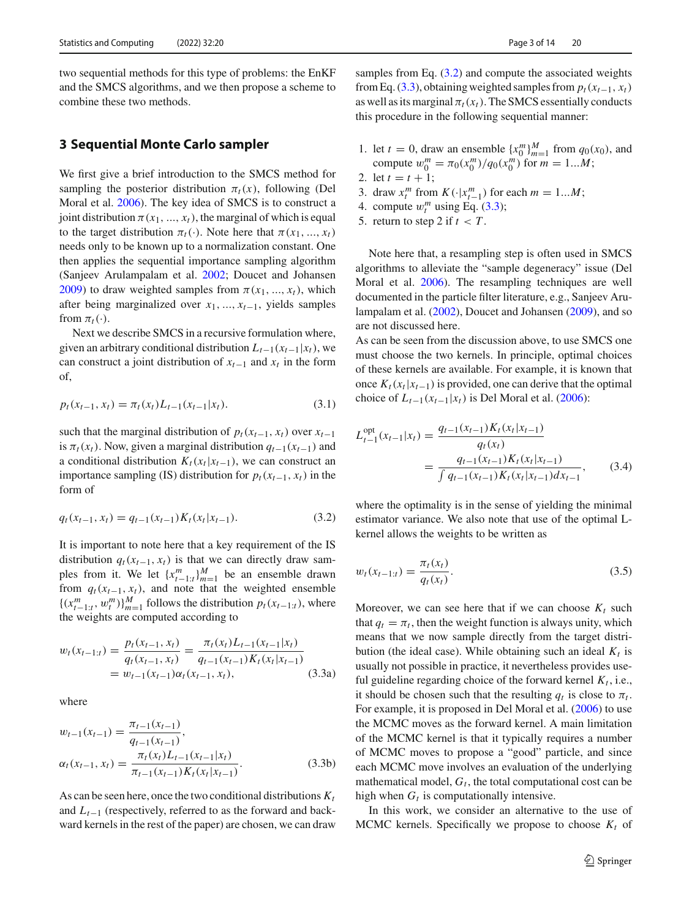two sequential methods for this type of problems: the EnKF and the SMCS algorithms, and we then propose a scheme to combine these two methods.

## 3 Sequential Monte Carlo sampler

We first give a brief introduction to the SMCS method for sampling the posterior distribution $\pi_t(x)$, following (Del Moral et al. 2006). The key idea of SMCS is to construct a joint distribution $\pi(x_1, ..., x_t)$, the marginal of which is equal to the target distribution $\pi_t(\cdot)$. Note here that $\pi(x_1, ..., x_t)$ needs only to be known up to a normalization constant. One then applies the sequential importance sampling algorithm (Sanjeev Arulampalam et al. 2002; Doucet and Johansen 2009) to draw weighted samples from $\pi(x_1, ..., x_t)$, which after being marginalized over $x_1, ..., x_{t-1}$, yields samples from $\pi_t(\cdot)$.

Next we describe SMCS in a recursive formulation where, given an arbitrary conditional distribution $L_{t-1}(x_{t-1}|x_t)$, we can construct a joint distribution of $x_{t-1}$ and $x_t$ in the form of,

$$p_t(x_{t-1}, x_t) = \pi_t(x_t)L_{t-1}(x_{t-1}|x_t). \tag{3.1}$$

such that the marginal distribution of $p_t(x_{t-1}, x_t)$ over $x_{t-1}$ is $\pi_t(x_t)$. Now, given a marginal distribution $q_{t-1}(x_{t-1})$ and a conditional distribution $K_t(x_t|x_{t-1})$, we can construct an importance sampling (IS) distribution for $p_t(x_{t-1}, x_t)$ in the form of

$$q_t(x_{t-1}, x_t) = q_{t-1}(x_{t-1})K_t(x_t|x_{t-1}). \tag{3.2}$$

It is important to note here that a key requirement of the IS distribution $q_t(x_{t-1}, x_t)$ is that we can directly draw samples from it. We let $\{x^m_{t-1:t}\}_{m=1}^M$ be an ensemble drawn from $q_t(x_{t-1}, x_t)$, and note that the weighted ensemble $\{(x^m_{t-1:t}, w^m_t)\}_{m=1}^M$ follows the distribution $p_t(x_{t-1:t})$, where the weights are computed according to

$$\begin{aligned} w_t(x_{t-1:t}) &= \frac{p_t(x_{t-1}, x_t)}{q_t(x_{t-1}, x_t)} = \frac{\pi_t(x_t)L_{t-1}(x_{t-1}|x_t)}{q_{t-1}(x_{t-1})K_t(x_t|x_{t-1})} \\ &= w_{t-1}(x_{t-1})\alpha_t(x_{t-1}, x_t), \end{aligned} \tag{3.3a}$$

where

$$\begin{aligned} w_{t-1}(x_{t-1}) &= \frac{\pi_{t-1}(x_{t-1})}{q_{t-1}(x_{t-1})}, \\ \alpha_t(x_{t-1}, x_t) &= \frac{\pi_t(x_t)L_{t-1}(x_{t-1}|x_t)}{\pi_{t-1}(x_{t-1})K_t(x_t|x_{t-1})}. \end{aligned} \tag{3.3b}$$

As can be seen here, once the two conditional distributions $K_t$ and $L_{t-1}$ (respectively, referred to as the forward and backward kernels in the rest of the paper) are chosen, we can draw samples from Eq. (3.2) and compute the associated weights from Eq. (3.3), obtaining weighted samples from $p_t(x_{t-1}, x_t)$ as well as its marginal $\pi_t(x_t)$. The SMCS essentially conducts this procedure in the following sequential manner:

1. let $t = 0$, draw an ensemble $\{x^m_0\}_{m=1}^M$ from $q_0(x_0)$, and compute $w^m_0 = \pi_0(x^m_0)/q_0(x^m_0)$ for $m = 1...M$;
2. let $t = t + 1$;
3. draw $x^m_t$ from $K(\cdot|x^m_{t-1})$ for each $m = 1...M$;
4. compute $w^m_t$ using Eq. (3.3);
5. return to step 2 if $t < T$.

Note here that, a resampling step is often used in SMCS algorithms to alleviate the "sample degeneracy" issue (Del Moral et al. 2006). The resampling techniques are well documented in the particle filter literature, e.g., Sanjeev Arulampalam et al. (2002), Doucet and Johansen (2009), and so are not discussed here.

As can be seen from the discussion above, to use SMCS one must choose the two kernels. In principle, optimal choices of these kernels are available. For example, it is known that once $K_t(x_t|x_{t-1})$ is provided, one can derive that the optimal choice of $L_{t-1}(x_{t-1}|x_t)$ is Del Moral et al. (2006):

$$\begin{aligned} L^{\text{opt}}_{t-1}(x_{t-1}|x_t) &= \frac{q_{t-1}(x_{t-1})K_t(x_t|x_{t-1})}{q_t(x_t)} \\ &= \frac{q_{t-1}(x_{t-1})K_t(x_t|x_{t-1})}{\int q_{t-1}(x_{t-1})K_t(x_t|x_{t-1})dx_{t-1}}, \end{aligned} \tag{3.4}$$

where the optimality is in the sense of yielding the minimal estimator variance. We also note that use of the optimal L-kernel allows the weights to be written as

$$w_t(x_{t-1:t}) = \frac{\pi_t(x_t)}{q_t(x_t)}. \tag{3.5}$$

Moreover, we can see here that if we can choose $K_t$ such that $q_t = \pi_t$, then the weight function is always unity, which means that we now sample directly from the target distribution (the ideal case). While obtaining such an ideal $K_t$ is usually not possible in practice, it nevertheless provides useful guideline regarding choice of the forward kernel $K_t$, i.e., it should be chosen such that the resulting $q_t$ is close to $\pi_t$. For example, it is proposed in Del Moral et al. (2006) to use the MCMC moves as the forward kernel. A main limitation of the MCMC kernel is that it typically requires a number of MCMC moves to propose a "good" particle, and since each MCMC move involves an evaluation of the underlying mathematical model, $G_t$, the total computational cost can be high when $G_t$ is computationally intensive.

In this work, we consider an alternative to the use of MCMC kernels. Specifically we propose to choose $K_t$ of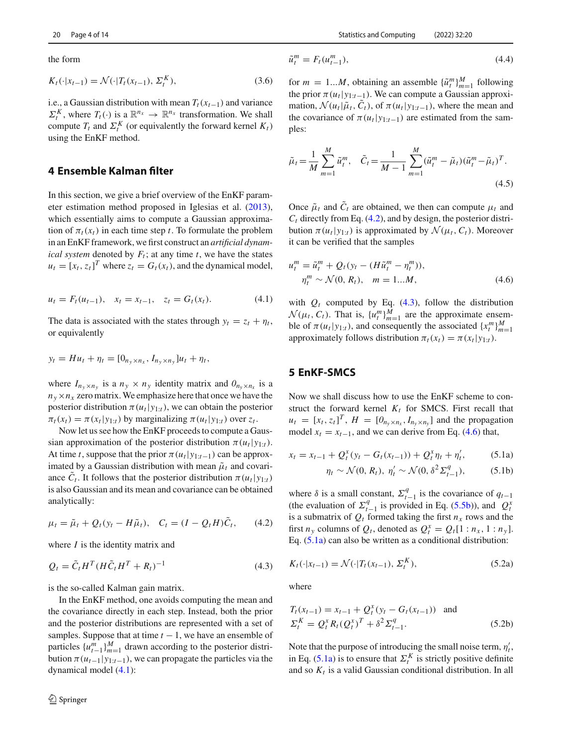the form

$$K_t(\cdot|x_{t-1}) = \mathcal{N}(\cdot|T_t(x_{t-1}), \Sigma_t^K), \tag{3.6}$$

i.e., a Gaussian distribution with mean $T_t(x_{t-1})$ and variance $\Sigma_t^K$, where $T_t(\cdot)$ is a $\mathbb{R}^{n_x} \to \mathbb{R}^{n_x}$ transformation. We shall compute $T_t$ and $\Sigma_t^K$ (or equivalently the forward kernel $K_t$) using the EnKF method.

## 4 Ensemble Kalman filter

In this section, we give a brief overview of the EnKF parameter estimation method proposed in Iglesias et al. (2013), which essentially aims to compute a Gaussian approximation of $\pi_t(x_t)$ in each time step $t$. To formulate the problem in an EnKF framework, we first construct an *artificial dynamical system* denoted by $F_t$; at any time $t$, we have the states $u_t = [x_t, z_t]^T$ where $z_t = G_t(x_t)$, and the dynamical model,

$$u_t = F_t(u_{t-1}), \quad x_t = x_{t-1}, \quad z_t = G_t(x_t). \tag{4.1}$$

The data is associated with the states through $y_t = z_t + \eta_t$, or equivalently

$$y_t = Hu_t + \eta_t = [0_{n_y \times n_x}, I_{n_y \times n_y}]u_t + \eta_t,$$

where $I_{n_y \times n_y}$ is a $n_y \times n_y$ identity matrix and $0_{n_y \times n_x}$ is a $n_y \times n_x$ zero matrix. We emphasize here that once we have the posterior distribution $\pi(u_t|y_{1:t})$, we can obtain the posterior $\pi_t(x_t) = \pi(x_t|y_{1:t})$ by marginalizing $\pi(u_t|y_{1:t})$ over $z_t$.

Now let us see how the EnKF proceeds to compute a Gaussian approximation of the posterior distribution $\pi(u_t|y_{1:t})$. At time $t$, suppose that the prior $\pi(u_t|y_{1:t-1})$ can be approximated by a Gaussian distribution with mean $\tilde{\mu}_t$ and covariance $\tilde{C}_t$. It follows that the posterior distribution $\pi(u_t|y_{1:t})$ is also Gaussian and its mean and covariance can be obtained analytically:

$$\mu_t = \tilde{\mu}_t + Q_t(y_t - H\tilde{\mu}_t), \quad C_t = (I - Q_tH)\tilde{C}_t, \tag{4.2}$$

where $I$ is the identity matrix and

$$Q_t = \tilde{C}_t H^T (H\tilde{C}_t H^T + R_t)^{-1} \tag{4.3}$$

is the so-called Kalman gain matrix.

In the EnKF method, one avoids computing the mean and the covariance directly in each step. Instead, both the prior and the posterior distributions are represented with a set of samples. Suppose that at time $t-1$, we have an ensemble of particles $\{u_{t-1}^m\}_{m=1}^M$ drawn according to the posterior distribution $\pi(u_{t-1}|y_{1:t-1})$, we can propagate the particles via the dynamical model (4.1):

$$\tilde{u}_t^m = F_t(u_{t-1}^m), \tag{4.4}$$

for $m = 1...M$, obtaining an assemble $\{\tilde{u}_t^m\}_{m=1}^M$ following the prior $\pi(u_t|y_{1:t-1})$. We can compute a Gaussian approximation, $\mathcal{N}(u_t|\tilde{\mu}_t, \tilde{C}_t)$, of $\pi(u_t|y_{1:t-1})$, where the mean and the covariance of $\pi(u_t|y_{1:t-1})$ are estimated from the samples:

$$\tilde{\mu}_t = \frac{1}{M}\sum_{m=1}^M \tilde{u}_t^m, \quad \tilde{C}_t = \frac{1}{M-1}\sum_{m=1}^M (\tilde{u}_t^m - \tilde{\mu}_t)(\tilde{u}_t^m - \tilde{\mu}_t)^T. \tag{4.5}$$

Once $\tilde{\mu}_t$ and $\tilde{C}_t$ are obtained, we then can compute $\mu_t$ and $C_t$ directly from Eq. (4.2), and by design, the posterior distribution $\pi(u_t|y_{1:t})$ is approximated by $\mathcal{N}(\mu_t, C_t)$. Moreover it can be verified that the samples

$$\begin{aligned} u_t^m &= \tilde{u}_t^m + Q_t(y_t - (H\tilde{u}_t^m - \eta_t^m)), \\ \eta_t^m &\sim \mathcal{N}(0, R_t), \quad m = 1...M, \end{aligned} \tag{4.6}$$

with $Q_t$ computed by Eq. (4.3), follow the distribution $\mathcal{N}(\mu_t, C_t)$. That is, $\{u_t^m\}_{m=1}^M$ are the approximate ensemble of $\pi(u_t|y_{1:t})$, and consequently the associated $\{x_t^m\}_{m=1}^M$ approximately follows distribution $\pi_t(x_t) = \pi(x_t|y_{1:t})$.

## 5 EnKF-SMCS

Now we shall discuss how to use the EnKF scheme to construct the forward kernel $K_t$ for SMCS. First recall that $u_t = [x_t, z_t]^T$, $H = [0_{n_y \times n_x}, I_{n_y \times n_y}]$ and the propagation model $x_t = x_{t-1}$, and we can derive from Eq. (4.6) that,

$$x_t = x_{t-1} + Q_t^x(y_t - G_t(x_{t-1})) + Q_t^x \eta_t + \eta_t', \tag{5.1a}$$

$$\eta_t \sim \mathcal{N}(0, R_t), \ \eta_t' \sim \mathcal{N}(0, \delta^2 \Sigma_{t-1}^q), \tag{5.1b}$$

where $\delta$ is a small constant, $\Sigma_{t-1}^q$ is the covariance of $q_{t-1}$ (the evaluation of $\Sigma_{t-1}^q$ is provided in Eq. (5.5b)), and $Q_t^x$ is a submatrix of $Q_t$ formed taking the first $n_x$ rows and the first $n_y$ columns of $Q_t$, denoted as $Q_t^x = Q_t[1:n_x, 1:n_y]$. Eq. (5.1a) can also be written as a conditional distribution:

$$K_t(\cdot|x_{t-1}) = \mathcal{N}(\cdot|T_t(x_{t-1}), \Sigma_t^K), \tag{5.2a}$$

where

$$T_t(x_{t-1}) = x_{t-1} + Q_t^x(y_t - G_t(x_{t-1})) \quad \text{and}$$
$$\Sigma_t^K = Q_t^x R_t (Q_t^x)^T + \delta^2 \Sigma_{t-1}^q. \tag{5.2b}$$

Note that the purpose of introducing the small noise term, $\eta_t'$, in Eq. (5.1a) is to ensure that $\Sigma_t^K$ is strictly positive definite and so $K_t$ is a valid Gaussian conditional distribution. In all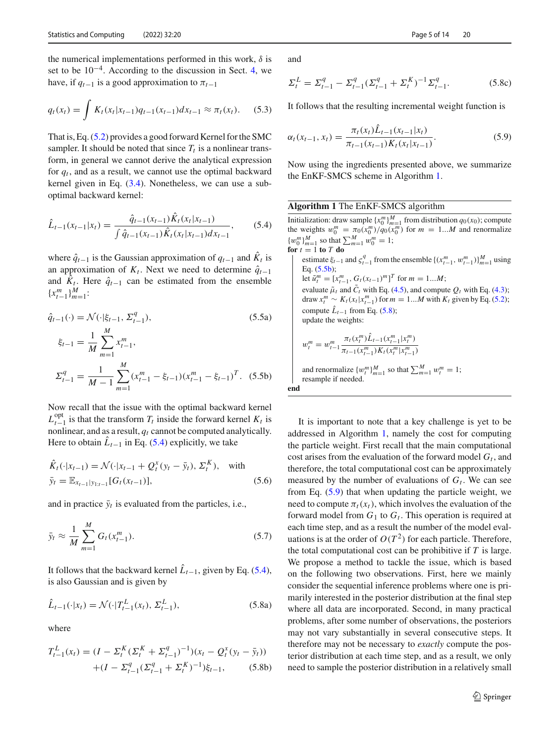the numerical implementations performed in this work, $\delta$ is set to be $10^{-4}$. According to the discussion in Sect. 4, we have, if $q_{t-1}$ is a good approximation to $\pi_{t-1}$

$$q_t(x_t) = \int K_t(x_t|x_{t-1}) q_{t-1}(x_{t-1}) dx_{t-1} \approx \pi_t(x_t). \tag{5.3}$$

That is, Eq. (5.2) provides a good forward Kernel for the SMC sampler. It should be noted that since $T_t$ is a nonlinear transform, in general we cannot derive the analytical expression for $q_t$, and as a result, we cannot use the optimal backward kernel given in Eq. (3.4). Nonetheless, we can use a sub-optimal backward kernel:

$$\hat{L}_{t-1}(x_{t-1}|x_t) = \frac{\hat{q}_{t-1}(x_{t-1})\hat{K}_t(x_t|x_{t-1})}{\int \hat{q}_{t-1}(x_{t-1})\hat{K}_t(x_t|x_{t-1})dx_{t-1}}, \tag{5.4}$$

where $\hat{q}_{t-1}$ is the Gaussian approximation of $q_{t-1}$ and $\hat{K}_t$ is an approximation of $K_t$. Next we need to determine $\hat{q}_{t-1}$ and $\hat{K}_t$. Here $\hat{q}_{t-1}$ can be estimated from the ensemble $\{x_{t-1}^m\}_{m=1}^M$:

$$\hat{q}_{t-1}(\cdot) = \mathcal{N}(\cdot|\xi_{t-1}, \Sigma_{t-1}^q), \tag{5.5a}$$

$$\xi_{t-1} = \frac{1}{M}\sum_{m=1}^M x_{t-1}^m,$$

$$\Sigma_{t-1}^q = \frac{1}{M-1}\sum_{m=1}^M (x_{t-1}^m - \xi_{t-1})(x_{t-1}^m - \xi_{t-1})^T. \tag{5.5b}$$

Now recall that the issue with the optimal backward kernel $L_{t-1}^{\text{opt}}$ is that the transform $T_t$ inside the forward kernel $K_t$ is nonlinear, and as a result, $q_t$ cannot be computed analytically. Here to obtain $\hat{L}_{t-1}$ in Eq. (5.4) explicitly, we take

$$\hat{K}_t(\cdot|x_{t-1}) = \mathcal{N}(\cdot|x_{t-1} + Q_t^x(y_t - \bar{y}_t), \Sigma_t^K), \quad \text{with}$$
$$\bar{y}_t = \mathbb{E}_{x_{t-1}|y_{1:t-1}}[G_t(x_{t-1})], \tag{5.6}$$

and in practice $\bar{y}_t$ is evaluated from the particles, i.e.,

$$\bar{y}_t \approx \frac{1}{M}\sum_{m=1}^M G_t(x_{t-1}^m). \tag{5.7}$$

It follows that the backward kernel $\hat{L}_{t-1}$, given by Eq. (5.4), is also Gaussian and is given by

$$\hat{L}_{t-1}(\cdot|x_t) = \mathcal{N}(\cdot|T_{t-1}^L(x_t), \Sigma_{t-1}^L), \tag{5.8a}$$

where

$$T_{t-1}^L(x_t) = (I - \Sigma_t^K(\Sigma_t^K + \Sigma_{t-1}^q)^{-1})(x_t - Q_t^x(y_t - \bar{y}_t)) + (I - \Sigma_{t-1}^q(\Sigma_{t-1}^q + \Sigma_t^K)^{-1})\xi_{t-1}, \tag{5.8b}$$

and

$$\Sigma_t^L = \Sigma_{t-1}^q - \Sigma_{t-1}^q(\Sigma_{t-1}^q + \Sigma_t^K)^{-1}\Sigma_{t-1}^q. \tag{5.8c}$$

It follows that the resulting incremental weight function is

$$\alpha_t(x_{t-1}, x_t) = \frac{\pi_t(x_t)\hat{L}_{t-1}(x_{t-1}|x_t)}{\pi_{t-1}(x_{t-1})K_t(x_t|x_{t-1})}. \tag{5.9}$$

Now using the ingredients presented above, we summarize the EnKF-SMCS scheme in Algorithm 1.

**Algorithm 1** The EnKF-SMCS algorithm

Initialization: draw sample $\{x_0^m\}_{m=1}^M$ from distribution $q_0(x_0)$; compute the weights $w_0^m = \pi_0(x_0^m)/q_0(x_0^m)$ for $m = 1...M$ and renormalize $\{w_0^m\}_{m=1}^M$ so that $\sum_{m=1}^M w_0^m = 1$;
**for** $t = 1$ **to** $T$ **do**
- estimate $\xi_{t-1}$ and $\varsigma_{t-1}^q$ from the ensemble $\{(x_{t-1}^m, w_{t-1}^m)\}_{m=1}^M$ using Eq. (5.5b);
- let $\tilde{u}_t^m = [x_{t-1}^m, G_t(x_{t-1})^m]^T$ for $m = 1...M$;
- evaluate $\tilde{\mu}_t$ and $\tilde{C}_t$ with Eq. (4.5), and compute $Q_t$ with Eq. (4.3);
- draw $x_t^m \sim K_t(x_t|x_{t-1}^m)$ for $m = 1...M$ with $K_t$ given by Eq. (5.2);
- compute $\hat{L}_{t-1}$ from Eq. (5.8);
- update the weights:

$$w_t^m = w_{t-1}^m \frac{\pi_t(x_t^m)\hat{L}_{t-1}(x_{t-1}^m|x_t^m)}{\pi_{t-1}(x_{t-1}^m)K_t(x_t^m|x_{t-1}^m)}$$

- and renormalize $\{w_t^m\}_{m=1}^M$ so that $\sum_{m=1}^M w_t^m = 1$;
- resample if needed.

**end**

It is important to note that a key challenge is yet to be addressed in Algorithm 1, namely the cost for computing the particle weight. First recall that the main computational cost arises from the evaluation of the forward model $G_t$, and therefore, the total computational cost can be approximately measured by the number of evaluations of $G_t$. We can see from Eq. (5.9) that when updating the particle weight, we need to compute $\pi_t(x_t)$, which involves the evaluation of the forward model from $G_1$ to $G_t$. This operation is required at each time step, and as a result the number of the model evaluations is at the order of $O(T^2)$ for each particle. Therefore, the total computational cost can be prohibitive if $T$ is large. We propose a method to tackle the issue, which is based on the following two observations. First, here we mainly consider the sequential inference problems where one is primarily interested in the posterior distribution at the final step where all data are incorporated. Second, in many practical problems, after some number of observations, the posteriors may not vary substantially in several consecutive steps. It therefore may not be necessary to *exactly* compute the posterior distribution at each time step, and as a result, we only need to sample the posterior distribution in a relatively small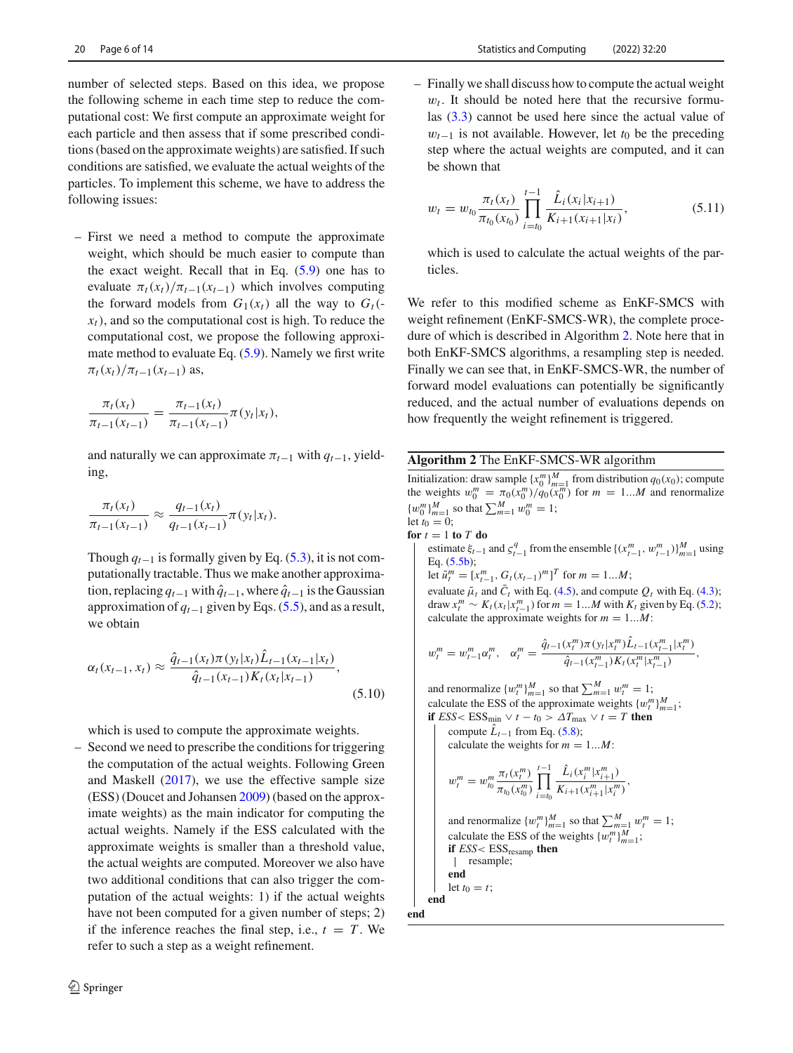number of selected steps. Based on this idea, we propose the following scheme in each time step to reduce the computational cost: We first compute an approximate weight for each particle and then assess that if some prescribed conditions (based on the approximate weights) are satisfied. If such conditions are satisfied, we evaluate the actual weights of the particles. To implement this scheme, we have to address the following issues:

– First we need a method to compute the approximate weight, which should be much easier to compute than the exact weight. Recall that in Eq. (5.9) one has to evaluate $\pi_t(x_t)/\pi_{t-1}(x_{t-1})$ which involves computing the forward models from $G_1(x_t)$ all the way to $G_t(x_t)$, and so the computational cost is high. To reduce the computational cost, we propose the following approximate method to evaluate Eq. (5.9). Namely we first write $\pi_t(x_t)/\pi_{t-1}(x_{t-1})$ as,

$$\frac{\pi_t(x_t)}{\pi_{t-1}(x_{t-1})} = \frac{\pi_{t-1}(x_t)}{\pi_{t-1}(x_{t-1})}\pi(y_t|x_t),$$

and naturally we can approximate $\pi_{t-1}$ with $q_{t-1}$, yielding,

$$\frac{\pi_t(x_t)}{\pi_{t-1}(x_{t-1})} \approx \frac{q_{t-1}(x_t)}{q_{t-1}(x_{t-1})}\pi(y_t|x_t).$$

Though $q_{t-1}$ is formally given by Eq. (5.3), it is not computationally tractable. Thus we make another approximation, replacing $q_{t-1}$ with $\hat{q}_{t-1}$, where $\hat{q}_{t-1}$ is the Gaussian approximation of $q_{t-1}$ given by Eqs. (5.5), and as a result, we obtain

$$\alpha_t(x_{t-1}, x_t) \approx \frac{\hat{q}_{t-1}(x_t)\pi(y_t|x_t)\hat{L}_{t-1}(x_{t-1}|x_t)}{\hat{q}_{t-1}(x_{t-1})K_t(x_t|x_{t-1})}, \tag{5.10}$$

which is used to compute the approximate weights.

– Second we need to prescribe the conditions for triggering the computation of the actual weights. Following Green and Maskell (2017), we use the effective sample size (ESS) (Doucet and Johansen 2009) (based on the approximate weights) as the main indicator for computing the actual weights. Namely if the ESS calculated with the approximate weights is smaller than a threshold value, the actual weights are computed. Moreover we also have two additional conditions that can also trigger the computation of the actual weights: 1) if the actual weights have not been computed for a given number of steps; 2) if the inference reaches the final step, i.e., $t = T$. We refer to such a step as a weight refinement.

– Finally we shall discuss how to compute the actual weight $w_t$. It should be noted here that the recursive formulas (3.3) cannot be used here since the actual value of $w_{t-1}$ is not available. However, let $t_0$ be the preceding step where the actual weights are computed, and it can be shown that

$$w_t = w_{t_0}\frac{\pi_t(x_t)}{\pi_{t_0}(x_{t_0})}\prod_{i=t_0}^{t-1}\frac{\hat{L}_i(x_i|x_{i+1})}{K_{i+1}(x_{i+1}|x_i)}, \tag{5.11}$$

which is used to calculate the actual weights of the particles.

We refer to this modified scheme as EnKF-SMCS with weight refinement (EnKF-SMCS-WR), the complete procedure of which is described in Algorithm 2. Note here that in both EnKF-SMCS algorithms, a resampling step is needed. Finally we can see that, in EnKF-SMCS-WR, the number of forward model evaluations can potentially be significantly reduced, and the actual number of evaluations depends on how frequently the weight refinement is triggered.

**Algorithm 2** The EnKF-SMCS-WR algorithm

```
Initialization: draw sample {x_0^m}_{m=1}^M from distribution q_0(x_0); compute
the weights w_0^m = π_0(x_0^m)/q_0(x_0^m) for m = 1...M and renormalize
{w_0^m}_{m=1}^M so that Σ_{m=1}^M w_0^m = 1;
let t_0 = 0;
for t = 1 to T do
    estimate ξ_{t-1} and ς_{t-1}^q from the ensemble {(x_{t-1}^m, w_{t-1}^m)}_{m=1}^M using
    Eq. (5.5b);
    let ũ_t^m = [x_{t-1}^m, G_t(x_{t-1})^m]^T for m = 1...M;
    evaluate μ̃_t and C̃_t with Eq. (4.5), and compute Q_t with Eq. (4.3);
    draw x_t^m ~ K_t(x_t|x_{t-1}^m) for m = 1...M with K_t given by Eq. (5.2);
    calculate the approximate weights for m = 1...M:

        w_t^m = w_{t-1}^m α_t^m,  α_t^m = q̂_{t-1}(x_t^m) π(y_t|x_t^m) L̂_{t-1}(x_{t-1}^m|x_t^m)
                                          / ( q̂_{t-1}(x_{t-1}^m) K_t(x_t^m|x_{t-1}^m) ),

    and renormalize {w_t^m}_{m=1}^M so that Σ_{m=1}^M w_t^m = 1;
    calculate the ESS of the approximate weights {w_t^m}_{m=1}^M;
    if ESS < ESS_min ∨ t - t_0 > ΔT_max ∨ t = T then
        compute L̂_{t-1} from Eq. (5.8);
        calculate the weights for m = 1...M:

            w_t^m = w_{t_0}^m (π_t(x_t^m) / π_{t_0}(x_{t_0}^m)) Π_{i=t_0}^{t-1} L̂_i(x_i^m|x_{i+1}^m) / K_{i+1}(x_{i+1}^m|x_i^m),

        and renormalize {w_t^m}_{m=1}^M so that Σ_{m=1}^M w_t^m = 1;
        calculate the ESS of the weights {w_t^m}_{m=1}^M;
        if ESS < ESS_resamp then
            resample;
        end
        let t_0 = t;
    end
end
```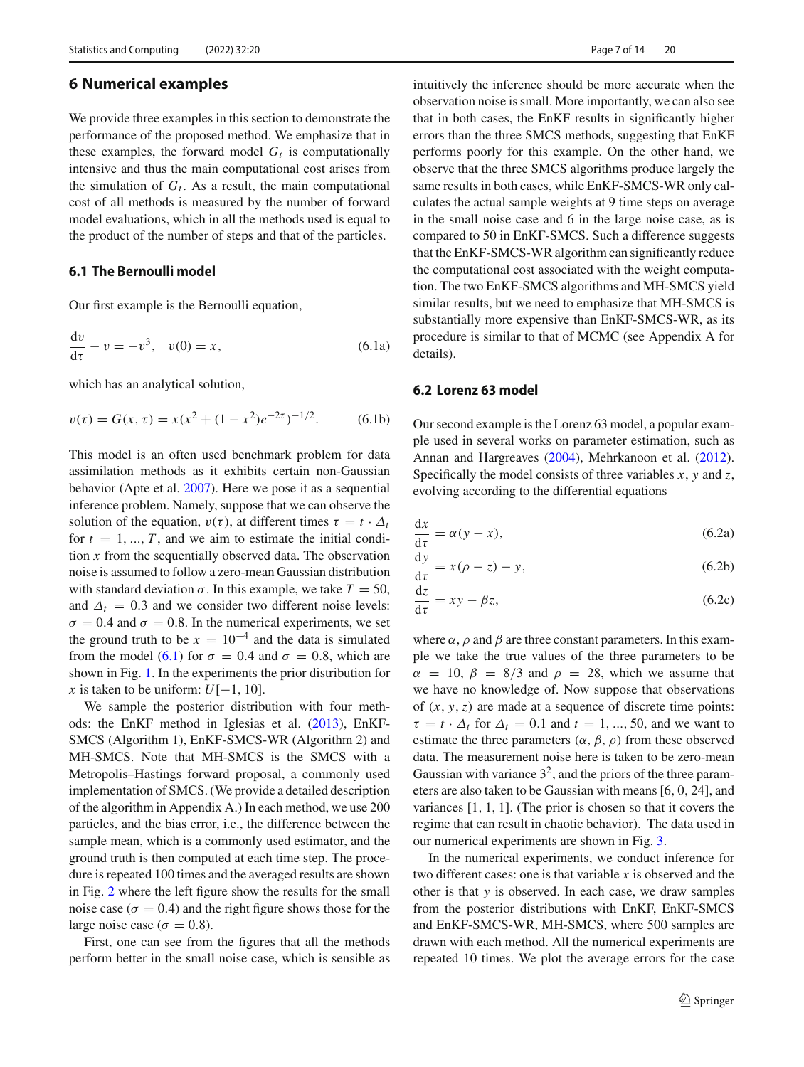## 6 Numerical examples

We provide three examples in this section to demonstrate the performance of the proposed method. We emphasize that in these examples, the forward model $G_t$ is computationally intensive and thus the main computational cost arises from the simulation of $G_t$. As a result, the main computational cost of all methods is measured by the number of forward model evaluations, which in all the methods used is equal to the product of the number of steps and that of the particles.

### 6.1 The Bernoulli model

Our first example is the Bernoulli equation,

$$\frac{\mathrm{d}v}{\mathrm{d}\tau} - v = -v^3, \quad v(0) = x, \tag{6.1a}$$

which has an analytical solution,

$$v(\tau) = G(x, \tau) = x(x^2 + (1 - x^2)e^{-2\tau})^{-1/2}. \tag{6.1b}$$

This model is an often used benchmark problem for data assimilation methods as it exhibits certain non-Gaussian behavior (Apte et al. 2007). Here we pose it as a sequential inference problem. Namely, suppose that we can observe the solution of the equation, $v(\tau)$, at different times $\tau = t \cdot \Delta_t$ for $t = 1, ..., T$, and we aim to estimate the initial condition $x$ from the sequentially observed data. The observation noise is assumed to follow a zero-mean Gaussian distribution with standard deviation $\sigma$. In this example, we take $T = 50$, and $\Delta_t = 0.3$ and we consider two different noise levels: $\sigma = 0.4$ and $\sigma = 0.8$. In the numerical experiments, we set the ground truth to be $x = 10^{-4}$ and the data is simulated from the model (6.1) for $\sigma = 0.4$ and $\sigma = 0.8$, which are shown in Fig. 1. In the experiments the prior distribution for $x$ is taken to be uniform: $U[-1, 10]$.

We sample the posterior distribution with four methods: the EnKF method in Iglesias et al. (2013), EnKF-SMCS (Algorithm 1), EnKF-SMCS-WR (Algorithm 2) and MH-SMCS. Note that MH-SMCS is the SMCS with a Metropolis–Hastings forward proposal, a commonly used implementation of SMCS. (We provide a detailed description of the algorithm in Appendix A.) In each method, we use 200 particles, and the bias error, i.e., the difference between the sample mean, which is a commonly used estimator, and the ground truth is then computed at each time step. The procedure is repeated 100 times and the averaged results are shown in Fig. 2 where the left figure show the results for the small noise case ($\sigma = 0.4$) and the right figure shows those for the large noise case ($\sigma = 0.8$).

First, one can see from the figures that all the methods perform better in the small noise case, which is sensible as intuitively the inference should be more accurate when the observation noise is small. More importantly, we can also see that in both cases, the EnKF results in significantly higher errors than the three SMCS methods, suggesting that EnKF performs poorly for this example. On the other hand, we observe that the three SMCS algorithms produce largely the same results in both cases, while EnKF-SMCS-WR only calculates the actual sample weights at 9 time steps on average in the small noise case and 6 in the large noise case, as is compared to 50 in EnKF-SMCS. Such a difference suggests that the EnKF-SMCS-WR algorithm can significantly reduce the computational cost associated with the weight computation. The two EnKF-SMCS algorithms and MH-SMCS yield similar results, but we need to emphasize that MH-SMCS is substantially more expensive than EnKF-SMCS-WR, as its procedure is similar to that of MCMC (see Appendix A for details).

### 6.2 Lorenz 63 model

Our second example is the Lorenz 63 model, a popular example used in several works on parameter estimation, such as Annan and Hargreaves (2004), Mehrkanoon et al. (2012). Specifically the model consists of three variables $x$, $y$ and $z$, evolving according to the differential equations

$$\frac{\mathrm{d}x}{\mathrm{d}\tau} = \alpha(y - x), \tag{6.2a}$$

$$\frac{\mathrm{d}y}{\mathrm{d}\tau} = x(\rho - z) - y, \tag{6.2b}$$

$$\frac{\mathrm{d}z}{\mathrm{d}\tau} = xy - \beta z, \tag{6.2c}$$

where $\alpha$, $\rho$ and $\beta$ are three constant parameters. In this example we take the true values of the three parameters to be $\alpha = 10$, $\beta = 8/3$ and $\rho = 28$, which we assume that we have no knowledge of. Now suppose that observations of $(x, y, z)$ are made at a sequence of discrete time points: $\tau = t \cdot \Delta_t$ for $\Delta_t = 0.1$ and $t = 1, ..., 50$, and we want to estimate the three parameters $(\alpha, \beta, \rho)$ from these observed data. The measurement noise here is taken to be zero-mean Gaussian with variance $3^2$, and the priors of the three parameters are also taken to be Gaussian with means [6, 0, 24], and variances [1, 1, 1]. (The prior is chosen so that it covers the regime that can result in chaotic behavior). The data used in our numerical experiments are shown in Fig. 3.

In the numerical experiments, we conduct inference for two different cases: one is that variable $x$ is observed and the other is that $y$ is observed. In each case, we draw samples from the posterior distributions with EnKF, EnKF-SMCS and EnKF-SMCS-WR, MH-SMCS, where 500 samples are drawn with each method. All the numerical experiments are repeated 10 times. We plot the average errors for the case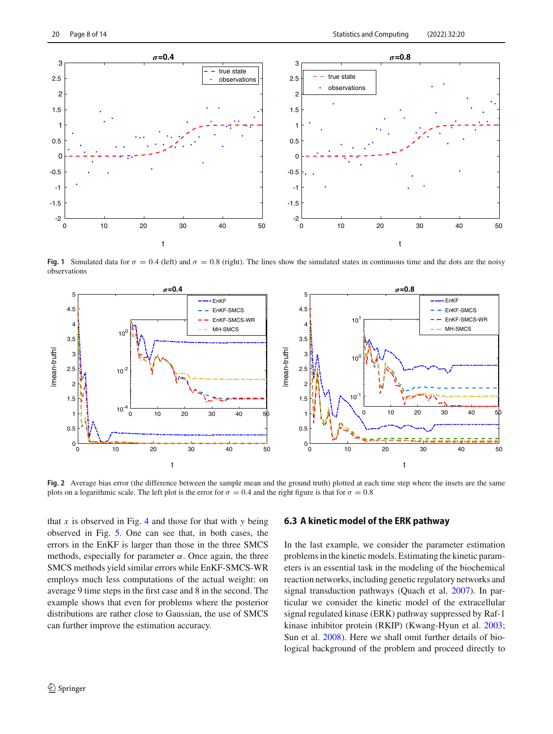Fig. 1 Simulated data for $\sigma = 0.4$ (left) and $\sigma = 0.8$ (right). The lines show the simulated states in continuous time and the dots are the noisy observations

Fig. 2 Average bias error (the difference between the sample mean and the ground truth) plotted at each time step where the insets are the same plots on a logarithmic scale. The left plot is the error for $\sigma = 0.4$ and the right figure is that for $\sigma = 0.8$

that $x$ is observed in Fig. 4 and those for that with $y$ being observed in Fig. 5. One can see that, in both cases, the errors in the EnKF is larger than those in the three SMCS methods, especially for parameter $\alpha$. Once again, the three SMCS methods yield similar errors while EnKF-SMCS-WR employs much less computations of the actual weight: on average 9 time steps in the first case and 8 in the second. The example shows that even for problems where the posterior distributions are rather close to Gaussian, the use of SMCS can further improve the estimation accuracy.

### 6.3 A kinetic model of the ERK pathway

In the last example, we consider the parameter estimation problems in the kinetic models. Estimating the kinetic parameters is an essential task in the modeling of the biochemical reaction networks, including genetic regulatory networks and signal transduction pathways (Quach et al. 2007). In particular we consider the kinetic model of the extracellular signal regulated kinase (ERK) pathway suppressed by Raf-1 kinase inhibitor protein (RKIP) (Kwang-Hyun et al. 2003; Sun et al. 2008). Here we shall omit further details of biological background of the problem and proceed directly to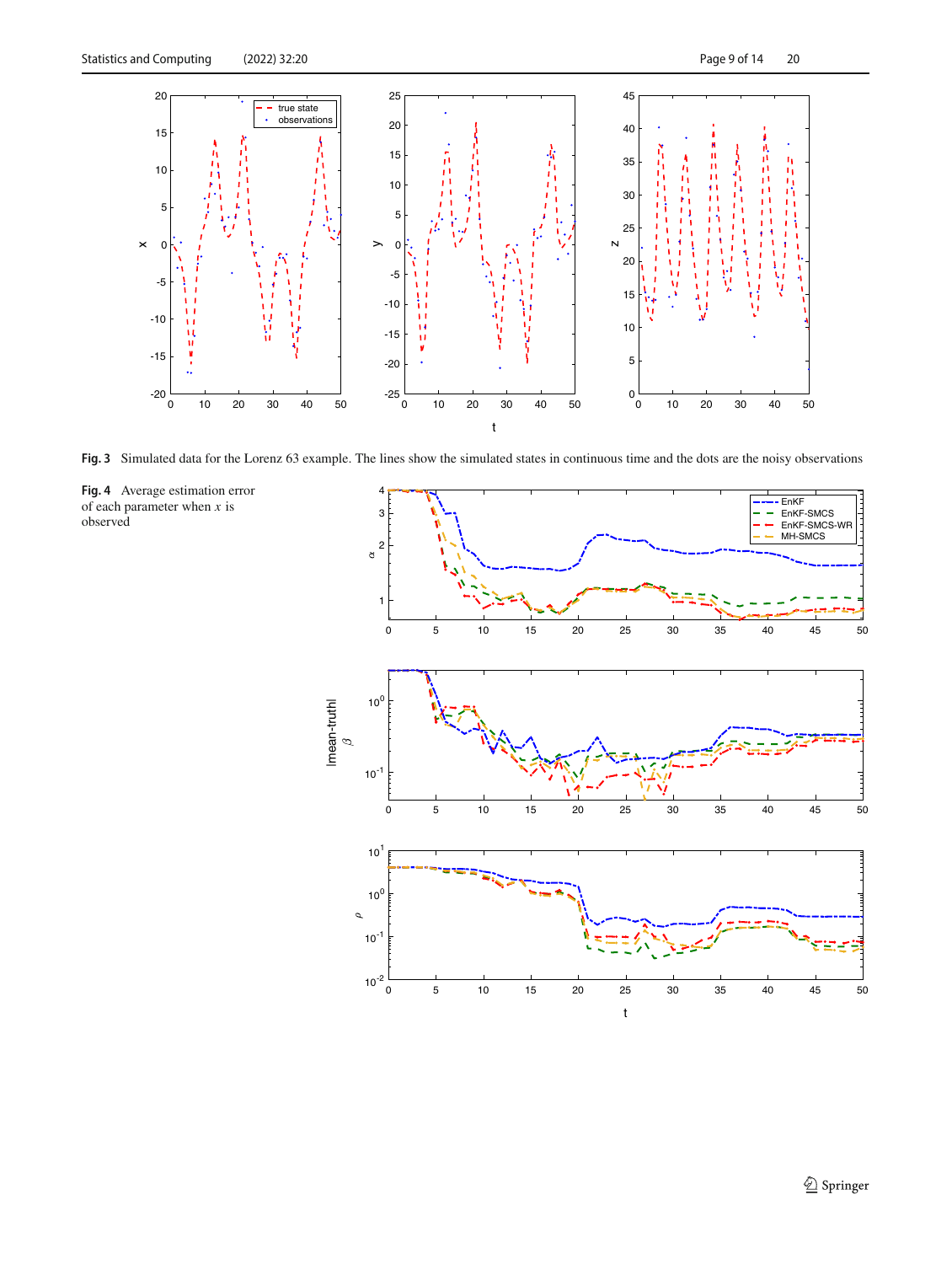**Fig. 3** Simulated data for the Lorenz 63 example. The lines show the simulated states in continuous time and the dots are the noisy observations

**Fig. 4** Average estimation error of each parameter when $x$ is observed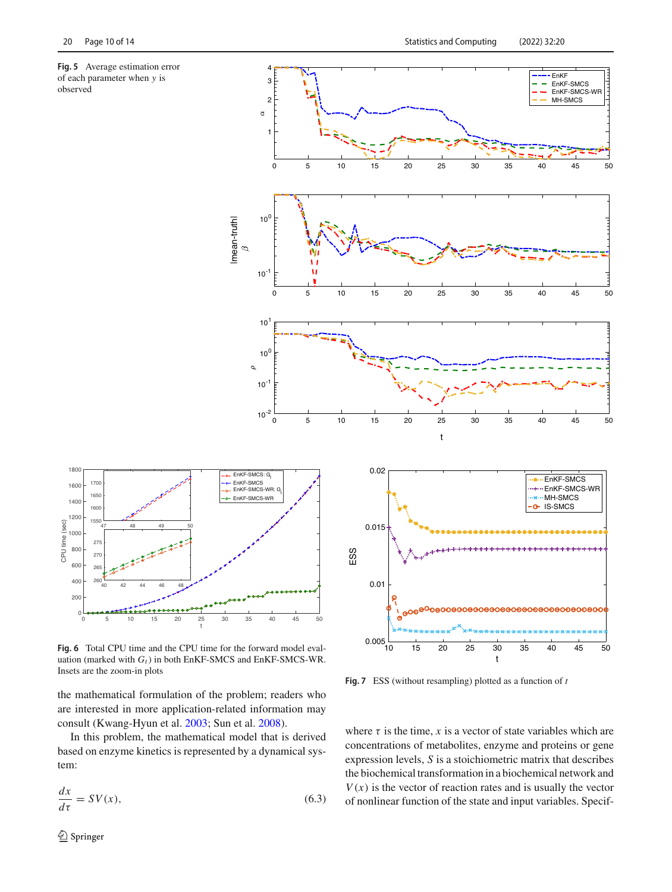**Fig. 5** Average estimation error of each parameter when $y$ is observed

**Fig. 6** Total CPU time and the CPU time for the forward model evaluation (marked with $G_t$) in both EnKF-SMCS and EnKF-SMCS-WR. Insets are the zoom-in plots

**Fig. 7** ESS (without resampling) plotted as a function of $t$

the mathematical formulation of the problem; readers who are interested in more application-related information may consult (Kwang-Hyun et al. 2003; Sun et al. 2008).

In this problem, the mathematical model that is derived based on enzyme kinetics is represented by a dynamical system:

$$\frac{dx}{d\tau} = SV(x), \tag{6.3}$$

where $\tau$ is the time, $x$ is a vector of state variables which are concentrations of metabolites, enzyme and proteins or gene expression levels, $S$ is a stoichiometric matrix that describes the biochemical transformation in a biochemical network and $V(x)$ is the vector of reaction rates and is usually the vector of nonlinear function of the state and input variables. Specif-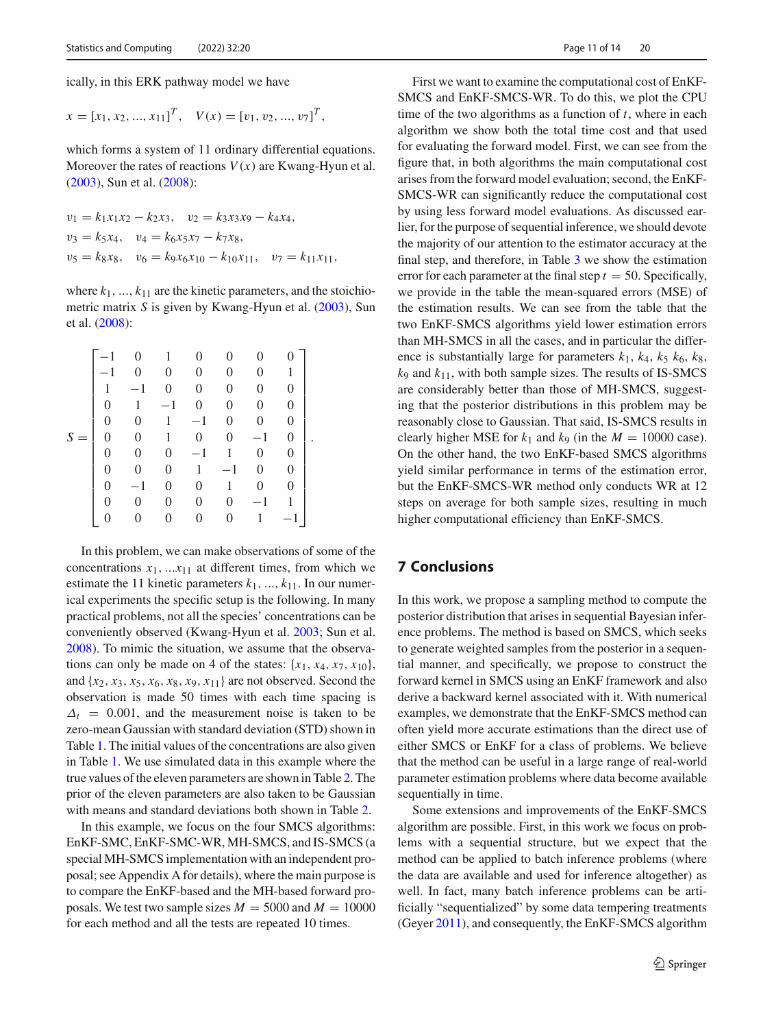ically, in this ERK pathway model we have

$$x = [x_1, x_2, ..., x_{11}]^T, \quad V(x) = [v_1, v_2, ..., v_7]^T,$$

which forms a system of 11 ordinary differential equations. Moreover the rates of reactions $V(x)$ are Kwang-Hyun et al. (2003), Sun et al. (2008):

$$v_1 = k_1x_1x_2 - k_2x_3, \quad v_2 = k_3x_3x_9 - k_4x_4,$$
$$v_3 = k_5x_4, \quad v_4 = k_6x_5x_7 - k_7x_8,$$
$$v_5 = k_8x_8, \quad v_6 = k_9x_6x_{10} - k_{10}x_{11}, \quad v_7 = k_{11}x_{11},$$

where $k_1, ..., k_{11}$ are the kinetic parameters, and the stoichiometric matrix $S$ is given by Kwang-Hyun et al. (2003), Sun et al. (2008):

$$S = \begin{bmatrix} -1 & 0 & 1 & 0 & 0 & 0 & 0 \\ -1 & 0 & 0 & 0 & 0 & 0 & 1 \\ 1 & -1 & 0 & 0 & 0 & 0 & 0 \\ 0 & 1 & -1 & 0 & 0 & 0 & 0 \\ 0 & 0 & 1 & -1 & 0 & 0 & 0 \\ 0 & 0 & 1 & 0 & 0 & -1 & 0 \\ 0 & 0 & 0 & -1 & 1 & 0 & 0 \\ 0 & 0 & 0 & 1 & -1 & 0 & 0 \\ 0 & -1 & 0 & 0 & 1 & 0 & 0 \\ 0 & 0 & 0 & 0 & 0 & -1 & 1 \\ 0 & 0 & 0 & 0 & 0 & 1 & -1 \end{bmatrix}.$$

In this problem, we can make observations of some of the concentrations $x_1, ...x_{11}$ at different times, from which we estimate the 11 kinetic parameters $k_1, ..., k_{11}$. In our numerical experiments the specific setup is the following. In many practical problems, not all the species' concentrations can be conveniently observed (Kwang-Hyun et al. 2003; Sun et al. 2008). To mimic the situation, we assume that the observations can only be made on 4 of the states: $\{x_1, x_4, x_7, x_{10}\}$, and $\{x_2, x_3, x_5, x_6, x_8, x_9, x_{11}\}$ are not observed. Second the observation is made 50 times with each time spacing is $\Delta_t = 0.001$, and the measurement noise is taken to be zero-mean Gaussian with standard deviation (STD) shown in Table 1. The initial values of the concentrations are also given in Table 1. We use simulated data in this example where the true values of the eleven parameters are shown in Table 2. The prior of the eleven parameters are also taken to be Gaussian with means and standard deviations both shown in Table 2.

In this example, we focus on the four SMCS algorithms: EnKF-SMC, EnKF-SMC-WR, MH-SMCS, and IS-SMCS (a special MH-SMCS implementation with an independent proposal; see Appendix A for details), where the main purpose is to compare the EnKF-based and the MH-based forward proposals. We test two sample sizes $M = 5000$ and $M = 10000$ for each method and all the tests are repeated 10 times.

First we want to examine the computational cost of EnKF-SMCS and EnKF-SMCS-WR. To do this, we plot the CPU time of the two algorithms as a function of $t$, where in each algorithm we show both the total time cost and that used for evaluating the forward model. First, we can see from the figure that, in both algorithms the main computational cost arises from the forward model evaluation; second, the EnKF-SMCS-WR can significantly reduce the computational cost by using less forward model evaluations. As discussed earlier, for the purpose of sequential inference, we should devote the majority of our attention to the estimator accuracy at the final step, and therefore, in Table 3 we show the estimation error for each parameter at the final step $t = 50$. Specifically, we provide in the table the mean-squared errors (MSE) of the estimation results. We can see from the table that the two EnKF-SMCS algorithms yield lower estimation errors than MH-SMCS in all the cases, and in particular the difference is substantially large for parameters $k_1$, $k_4$, $k_5$ $k_6$, $k_8$, $k_9$ and $k_{11}$, with both sample sizes. The results of IS-SMCS are considerably better than those of MH-SMCS, suggesting that the posterior distributions in this problem may be reasonably close to Gaussian. That said, IS-SMCS results in clearly higher MSE for $k_1$ and $k_9$ (in the $M = 10000$ case). On the other hand, the two EnKF-based SMCS algorithms yield similar performance in terms of the estimation error, but the EnKF-SMCS-WR method only conducts WR at 12 steps on average for both sample sizes, resulting in much higher computational efficiency than EnKF-SMCS.

## 7 Conclusions

In this work, we propose a sampling method to compute the posterior distribution that arises in sequential Bayesian inference problems. The method is based on SMCS, which seeks to generate weighted samples from the posterior in a sequential manner, and specifically, we propose to construct the forward kernel in SMCS using an EnKF framework and also derive a backward kernel associated with it. With numerical examples, we demonstrate that the EnKF-SMCS method can often yield more accurate estimations than the direct use of either SMCS or EnKF for a class of problems. We believe that the method can be useful in a large range of real-world parameter estimation problems where data become available sequentially in time.

Some extensions and improvements of the EnKF-SMCS algorithm are possible. First, in this work we focus on problems with a sequential structure, but we expect that the method can be applied to batch inference problems (where the data are available and used for inference altogether) as well. In fact, many batch inference problems can be artificially "sequentialized" by some data tempering treatments (Geyer 2011), and consequently, the EnKF-SMCS algorithm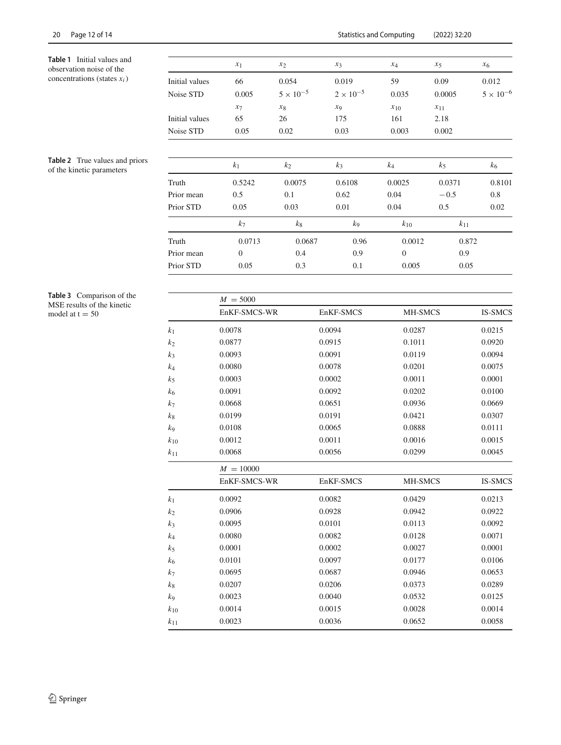**Table 1** Initial values and observation noise of the concentrations (states $x_i$)

|  | $x_1$ | $x_2$ | $x_3$ | $x_4$ | $x_5$ | $x_6$ |
|---|---|---|---|---|---|---|
| Initial values | 66 | 0.054 | 0.019 | 59 | 0.09 | 0.012 |
| Noise STD | 0.005 | $5 \times 10^{-5}$ | $2 \times 10^{-5}$ | 0.035 | 0.0005 | $5 \times 10^{-6}$ |
|  | $x_7$ | $x_8$ | $x_9$ | $x_{10}$ | $x_{11}$ |  |
| Initial values | 65 | 26 | 175 | 161 | 2.18 |  |
| Noise STD | 0.05 | 0.02 | 0.03 | 0.003 | 0.002 |  |

**Table 2** True values and priors of the kinetic parameters

|  | $k_1$ | $k_2$ | $k_3$ | $k_4$ | $k_5$ | $k_6$ |
|---|---|---|---|---|---|---|
| Truth | 0.5242 | 0.0075 | 0.6108 | 0.0025 | 0.0371 | 0.8101 |
| Prior mean | 0.5 | 0.1 | 0.62 | 0.04 | −0.5 | 0.8 |
| Prior STD | 0.05 | 0.03 | 0.01 | 0.04 | 0.5 | 0.02 |
|  | $k_7$ | $k_8$ | $k_9$ | $k_{10}$ | $k_{11}$ |  |
| Truth | 0.0713 | 0.0687 | 0.96 | 0.0012 | 0.872 |  |
| Prior mean | 0 | 0.4 | 0.9 | 0 | 0.9 |  |
| Prior STD | 0.05 | 0.3 | 0.1 | 0.005 | 0.05 |  |

**Table 3** Comparison of the MSE results of the kinetic model at t = 50

|  | $M = 5000$ |  |  |  |
|---|---|---|---|---|
|  | EnKF-SMCS-WR | EnKF-SMCS | MH-SMCS | IS-SMCS |
| $k_1$ | 0.0078 | 0.0094 | 0.0287 | 0.0215 |
| $k_2$ | 0.0877 | 0.0915 | 0.1011 | 0.0920 |
| $k_3$ | 0.0093 | 0.0091 | 0.0119 | 0.0094 |
| $k_4$ | 0.0080 | 0.0078 | 0.0201 | 0.0075 |
| $k_5$ | 0.0003 | 0.0002 | 0.0011 | 0.0001 |
| $k_6$ | 0.0091 | 0.0092 | 0.0202 | 0.0100 |
| $k_7$ | 0.0668 | 0.0651 | 0.0936 | 0.0669 |
| $k_8$ | 0.0199 | 0.0191 | 0.0421 | 0.0307 |
| $k_9$ | 0.0108 | 0.0065 | 0.0888 | 0.0111 |
| $k_{10}$ | 0.0012 | 0.0011 | 0.0016 | 0.0015 |
| $k_{11}$ | 0.0068 | 0.0056 | 0.0299 | 0.0045 |
|  | $M = 10000$ |  |  |  |
|  | EnKF-SMCS-WR | EnKF-SMCS | MH-SMCS | IS-SMCS |
| $k_1$ | 0.0092 | 0.0082 | 0.0429 | 0.0213 |
| $k_2$ | 0.0906 | 0.0928 | 0.0942 | 0.0922 |
| $k_3$ | 0.0095 | 0.0101 | 0.0113 | 0.0092 |
| $k_4$ | 0.0080 | 0.0082 | 0.0128 | 0.0071 |
| $k_5$ | 0.0001 | 0.0002 | 0.0027 | 0.0001 |
| $k_6$ | 0.0101 | 0.0097 | 0.0177 | 0.0106 |
| $k_7$ | 0.0695 | 0.0687 | 0.0946 | 0.0653 |
| $k_8$ | 0.0207 | 0.0206 | 0.0373 | 0.0289 |
| $k_9$ | 0.0023 | 0.0040 | 0.0532 | 0.0125 |
| $k_{10}$ | 0.0014 | 0.0015 | 0.0028 | 0.0014 |
| $k_{11}$ | 0.0023 | 0.0036 | 0.0652 | 0.0058 |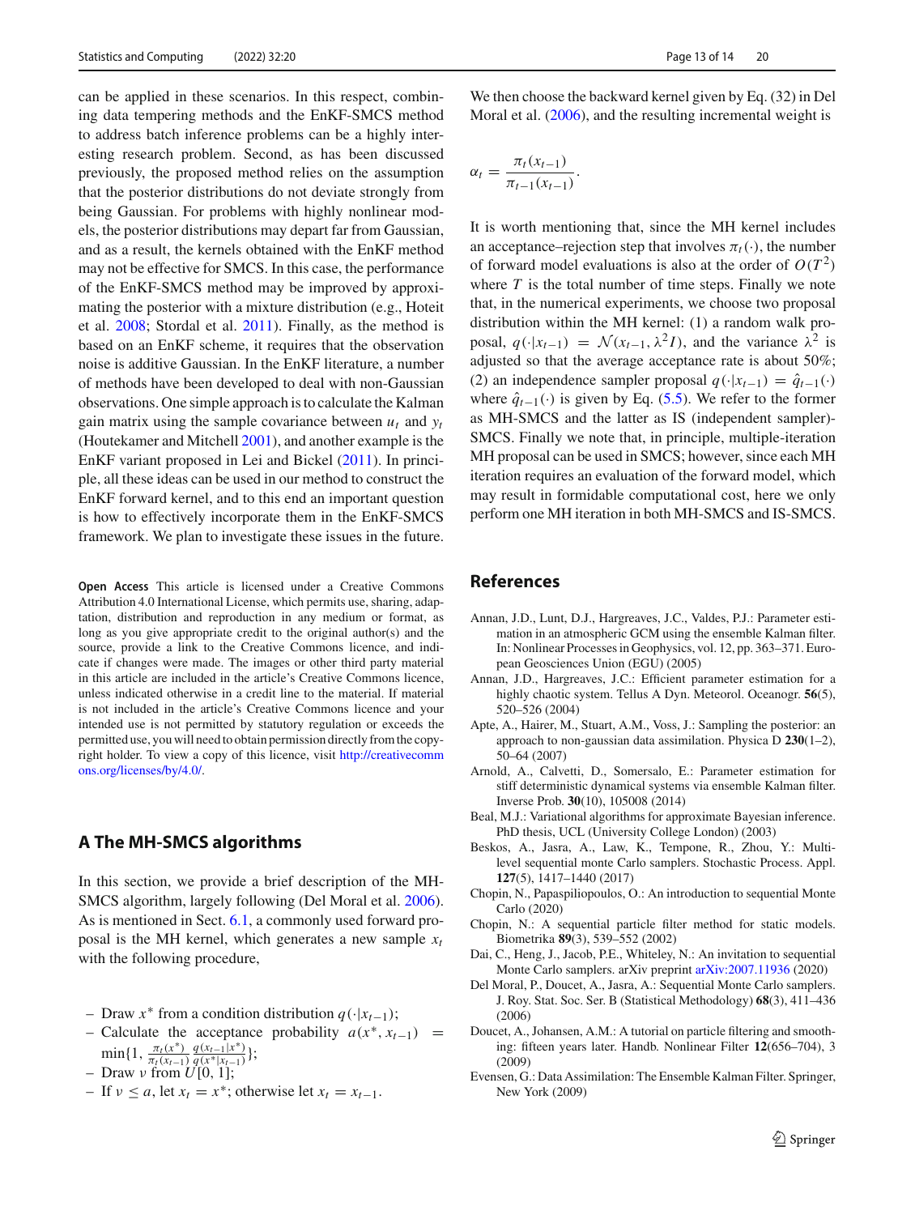can be applied in these scenarios. In this respect, combining data tempering methods and the EnKF-SMCS method to address batch inference problems can be a highly interesting research problem. Second, as has been discussed previously, the proposed method relies on the assumption that the posterior distributions do not deviate strongly from being Gaussian. For problems with highly nonlinear models, the posterior distributions may depart far from Gaussian, and as a result, the kernels obtained with the EnKF method may not be effective for SMCS. In this case, the performance of the EnKF-SMCS method may be improved by approximating the posterior with a mixture distribution (e.g., Hoteit et al. 2008; Stordal et al. 2011). Finally, as the method is based on an EnKF scheme, it requires that the observation noise is additive Gaussian. In the EnKF literature, a number of methods have been developed to deal with non-Gaussian observations. One simple approach is to calculate the Kalman gain matrix using the sample covariance between $u_t$ and $y_t$ (Houtekamer and Mitchell 2001), and another example is the EnKF variant proposed in Lei and Bickel (2011). In principle, all these ideas can be used in our method to construct the EnKF forward kernel, and to this end an important question is how to effectively incorporate them in the EnKF-SMCS framework. We plan to investigate these issues in the future.

**Open Access** This article is licensed under a Creative Commons Attribution 4.0 International License, which permits use, sharing, adaptation, distribution and reproduction in any medium or format, as long as you give appropriate credit to the original author(s) and the source, provide a link to the Creative Commons licence, and indicate if changes were made. The images or other third party material in this article are included in the article's Creative Commons licence, unless indicated otherwise in a credit line to the material. If material is not included in the article's Creative Commons licence and your intended use is not permitted by statutory regulation or exceeds the permitted use, you will need to obtain permission directly from the copyright holder. To view a copy of this licence, visit http://creativecommons.org/licenses/by/4.0/.

## A The MH-SMCS algorithms

In this section, we provide a brief description of the MH-SMCS algorithm, largely following (Del Moral et al. 2006). As is mentioned in Sect. 6.1, a commonly used forward proposal is the MH kernel, which generates a new sample $x_t$ with the following procedure,

- Draw $x^*$ from a condition distribution $q(\cdot|x_{t-1})$;
- Calculate the acceptance probability $a(x^*, x_{t-1}) = \min\{1, \frac{\pi_t(x^*)}{\pi_t(x_{t-1})}\frac{q(x_{t-1}|x^*)}{q(x^*|x_{t-1})}\}$;
- Draw $\nu$ from $U[0, 1]$;
- If $\nu \leq a$, let $x_t = x^*$; otherwise let $x_t = x_{t-1}$.

We then choose the backward kernel given by Eq. (32) in Del Moral et al. (2006), and the resulting incremental weight is

$$\alpha_t = \frac{\pi_t(x_{t-1})}{\pi_{t-1}(x_{t-1})}.$$

It is worth mentioning that, since the MH kernel includes an acceptance–rejection step that involves $\pi_t(\cdot)$, the number of forward model evaluations is also at the order of $O(T^2)$ where $T$ is the total number of time steps. Finally we note that, in the numerical experiments, we choose two proposal distribution within the MH kernel: (1) a random walk proposal, $q(\cdot|x_{t-1}) = \mathcal{N}(x_{t-1}, \lambda^2 I)$, and the variance $\lambda^2$ is adjusted so that the average acceptance rate is about 50%; (2) an independence sampler proposal $q(\cdot|x_{t-1}) = \hat{q}_{t-1}(\cdot)$ where $\hat{q}_{t-1}(\cdot)$ is given by Eq. (5.5). We refer to the former as MH-SMCS and the latter as IS (independent sampler)-SMCS. Finally we note that, in principle, multiple-iteration MH proposal can be used in SMCS; however, since each MH iteration requires an evaluation of the forward model, which may result in formidable computational cost, here we only perform one MH iteration in both MH-SMCS and IS-SMCS.

## References

Annan, J.D., Lunt, D.J., Hargreaves, J.C., Valdes, P.J.: Parameter estimation in an atmospheric GCM using the ensemble Kalman filter. In: Nonlinear Processes in Geophysics, vol. 12, pp. 363–371. European Geosciences Union (EGU) (2005)

Annan, J.D., Hargreaves, J.C.: Efficient parameter estimation for a highly chaotic system. Tellus A Dyn. Meteorol. Oceanogr. **56**(5), 520–526 (2004)

Apte, A., Hairer, M., Stuart, A.M., Voss, J.: Sampling the posterior: an approach to non-gaussian data assimilation. Physica D **230**(1–2), 50–64 (2007)

Arnold, A., Calvetti, D., Somersalo, E.: Parameter estimation for stiff deterministic dynamical systems via ensemble Kalman filter. Inverse Prob. **30**(10), 105008 (2014)

Beal, M.J.: Variational algorithms for approximate Bayesian inference. PhD thesis, UCL (University College London) (2003)

Beskos, A., Jasra, A., Law, K., Tempone, R., Zhou, Y.: Multilevel sequential monte carlo samplers. Stochastic Process. Appl. **127**(5), 1417–1440 (2017)

Chopin, N., Papaspiliopoulos, O.: An introduction to sequential Monte Carlo (2020)

Chopin, N.: A sequential particle filter method for static models. Biometrika **89**(3), 539–552 (2002)

Dai, C., Heng, J., Jacob, P.E., Whiteley, N.: An invitation to sequential Monte Carlo samplers. arXiv preprint arXiv:2007.11936 (2020)

Del Moral, P., Doucet, A., Jasra, A.: Sequential Monte Carlo samplers. J. Roy. Stat. Soc. Ser. B (Statistical Methodology) **68**(3), 411–436 (2006)

Doucet, A., Johansen, A.M.: A tutorial on particle filtering and smoothing: fifteen years later. Handb. Nonlinear Filter **12**(656–704), 3 (2009)

Evensen, G.: Data Assimilation: The Ensemble Kalman Filter. Springer, New York (2009)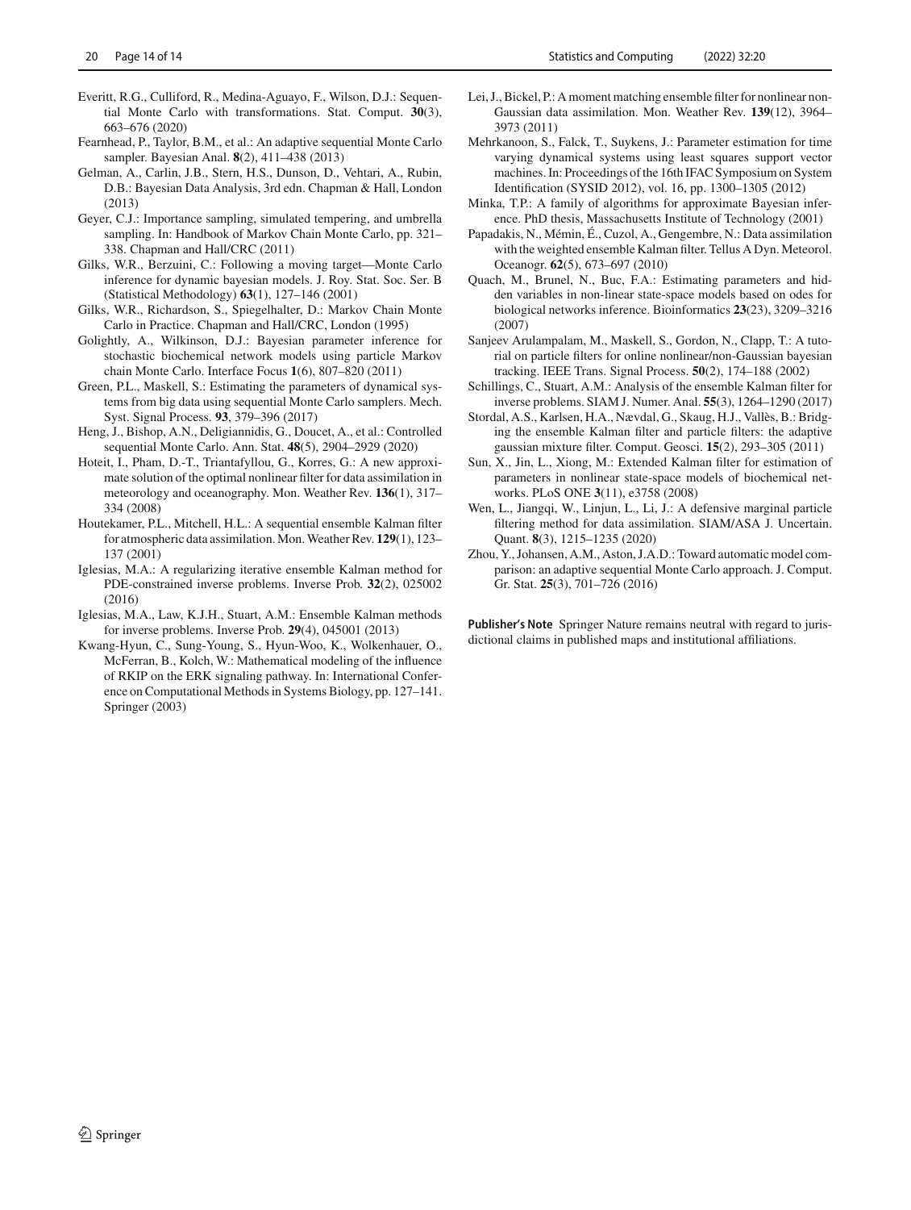Everitt, R.G., Culliford, R., Medina-Aguayo, F., Wilson, D.J.: Sequential Monte Carlo with transformations. Stat. Comput. **30**(3), 663–676 (2020)

Fearnhead, P., Taylor, B.M., et al.: An adaptive sequential Monte Carlo sampler. Bayesian Anal. **8**(2), 411–438 (2013)

Gelman, A., Carlin, J.B., Stern, H.S., Dunson, D., Vehtari, A., Rubin, D.B.: Bayesian Data Analysis, 3rd edn. Chapman & Hall, London (2013)

Geyer, C.J.: Importance sampling, simulated tempering, and umbrella sampling. In: Handbook of Markov Chain Monte Carlo, pp. 321–338. Chapman and Hall/CRC (2011)

Gilks, W.R., Berzuini, C.: Following a moving target—Monte Carlo inference for dynamic bayesian models. J. Roy. Stat. Soc. Ser. B (Statistical Methodology) **63**(1), 127–146 (2001)

Gilks, W.R., Richardson, S., Spiegelhalter, D.: Markov Chain Monte Carlo in Practice. Chapman and Hall/CRC, London (1995)

Golightly, A., Wilkinson, D.J.: Bayesian parameter inference for stochastic biochemical network models using particle Markov chain Monte Carlo. Interface Focus **1**(6), 807–820 (2011)

Green, P.L., Maskell, S.: Estimating the parameters of dynamical systems from big data using sequential Monte Carlo samplers. Mech. Syst. Signal Process. **93**, 379–396 (2017)

Heng, J., Bishop, A.N., Deligiannidis, G., Doucet, A., et al.: Controlled sequential Monte Carlo. Ann. Stat. **48**(5), 2904–2929 (2020)

Hoteit, I., Pham, D.-T., Triantafyllou, G., Korres, G.: A new approximate solution of the optimal nonlinear filter for data assimilation in meteorology and oceanography. Mon. Weather Rev. **136**(1), 317–334 (2008)

Houtekamer, P.L., Mitchell, H.L.: A sequential ensemble Kalman filter for atmospheric data assimilation. Mon. Weather Rev. **129**(1), 123–137 (2001)

Iglesias, M.A.: A regularizing iterative ensemble Kalman method for PDE-constrained inverse problems. Inverse Prob. **32**(2), 025002 (2016)

Iglesias, M.A., Law, K.J.H., Stuart, A.M.: Ensemble Kalman methods for inverse problems. Inverse Prob. **29**(4), 045001 (2013)

Kwang-Hyun, C., Sung-Young, S., Hyun-Woo, K., Wolkenhauer, O., McFerran, B., Kolch, W.: Mathematical modeling of the influence of RKIP on the ERK signaling pathway. In: International Conference on Computational Methods in Systems Biology, pp. 127–141. Springer (2003)

Lei, J., Bickel, P.: A moment matching ensemble filter for nonlinear non-Gaussian data assimilation. Mon. Weather Rev. **139**(12), 3964–3973 (2011)

Mehrkanoon, S., Falck, T., Suykens, J.: Parameter estimation for time varying dynamical systems using least squares support vector machines. In: Proceedings of the 16th IFAC Symposium on System Identification (SYSID 2012), vol. 16, pp. 1300–1305 (2012)

Minka, T.P.: A family of algorithms for approximate Bayesian inference. PhD thesis, Massachusetts Institute of Technology (2001)

Papadakis, N., Mémin, É., Cuzol, A., Gengembre, N.: Data assimilation with the weighted ensemble Kalman filter. Tellus A Dyn. Meteorol. Oceanogr. **62**(5), 673–697 (2010)

Quach, M., Brunel, N., Buc, F.A.: Estimating parameters and hidden variables in non-linear state-space models based on odes for biological networks inference. Bioinformatics **23**(23), 3209–3216 (2007)

Sanjeev Arulampalam, M., Maskell, S., Gordon, N., Clapp, T.: A tutorial on particle filters for online nonlinear/non-Gaussian bayesian tracking. IEEE Trans. Signal Process. **50**(2), 174–188 (2002)

Schillings, C., Stuart, A.M.: Analysis of the ensemble Kalman filter for inverse problems. SIAM J. Numer. Anal. **55**(3), 1264–1290 (2017)

Stordal, A.S., Karlsen, H.A., Nævdal, G., Skaug, H.J., Vallès, B.: Bridging the ensemble Kalman filter and particle filters: the adaptive gaussian mixture filter. Comput. Geosci. **15**(2), 293–305 (2011)

Sun, X., Jin, L., Xiong, M.: Extended Kalman filter for estimation of parameters in nonlinear state-space models of biochemical networks. PLoS ONE **3**(11), e3758 (2008)

Wen, L., Jiangqi, W., Linjun, L., Li, J.: A defensive marginal particle filtering method for data assimilation. SIAM/ASA J. Uncertain. Quant. **8**(3), 1215–1235 (2020)

Zhou, Y., Johansen, A.M., Aston, J.A.D.: Toward automatic model comparison: an adaptive sequential Monte Carlo approach. J. Comput. Gr. Stat. **25**(3), 701–726 (2016)

**Publisher's Note** Springer Nature remains neutral with regard to jurisdictional claims in published maps and institutional affiliations.